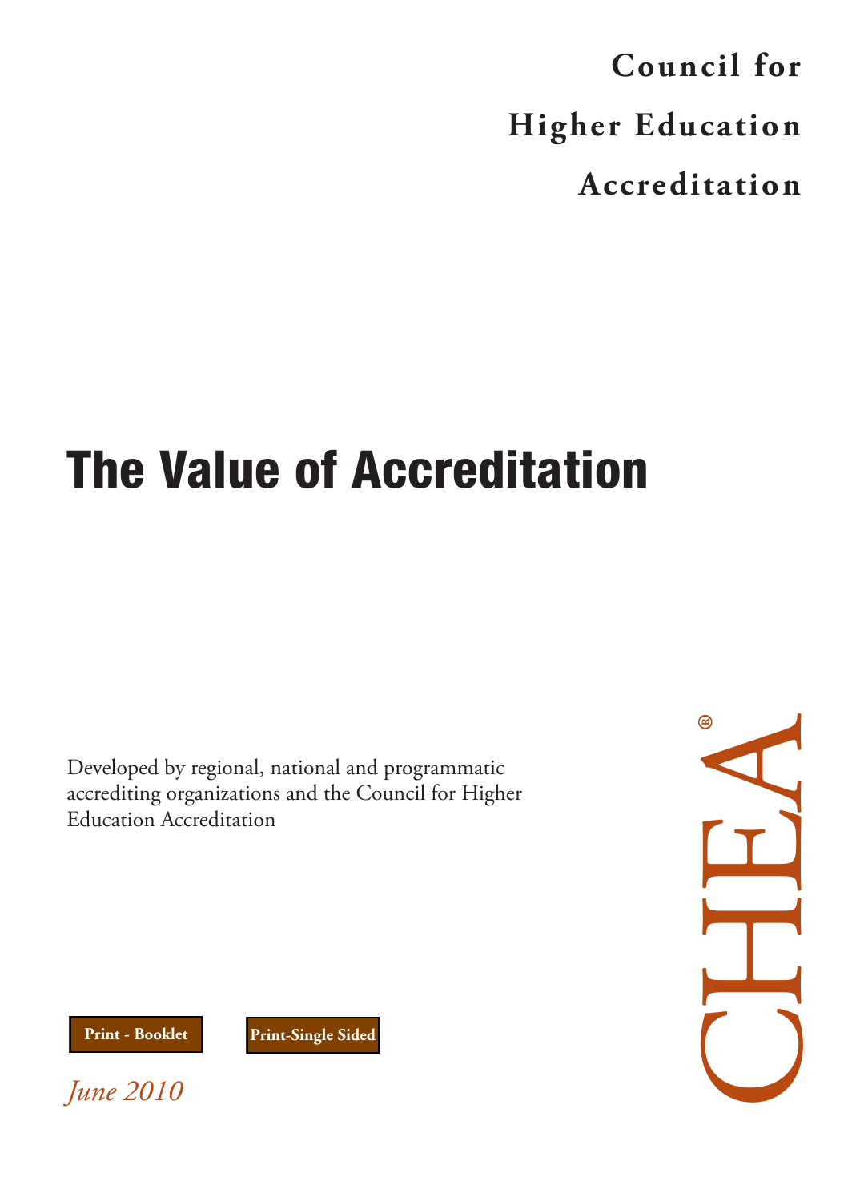**Council for Higher Education Accreditation**

# The Value of Accreditation

Developed by regional, national and programmatic accrediting organizations and the Council for Higher Education Accreditation

Print - Booklet

Print-Single Sided

*June 2010*

CHEA®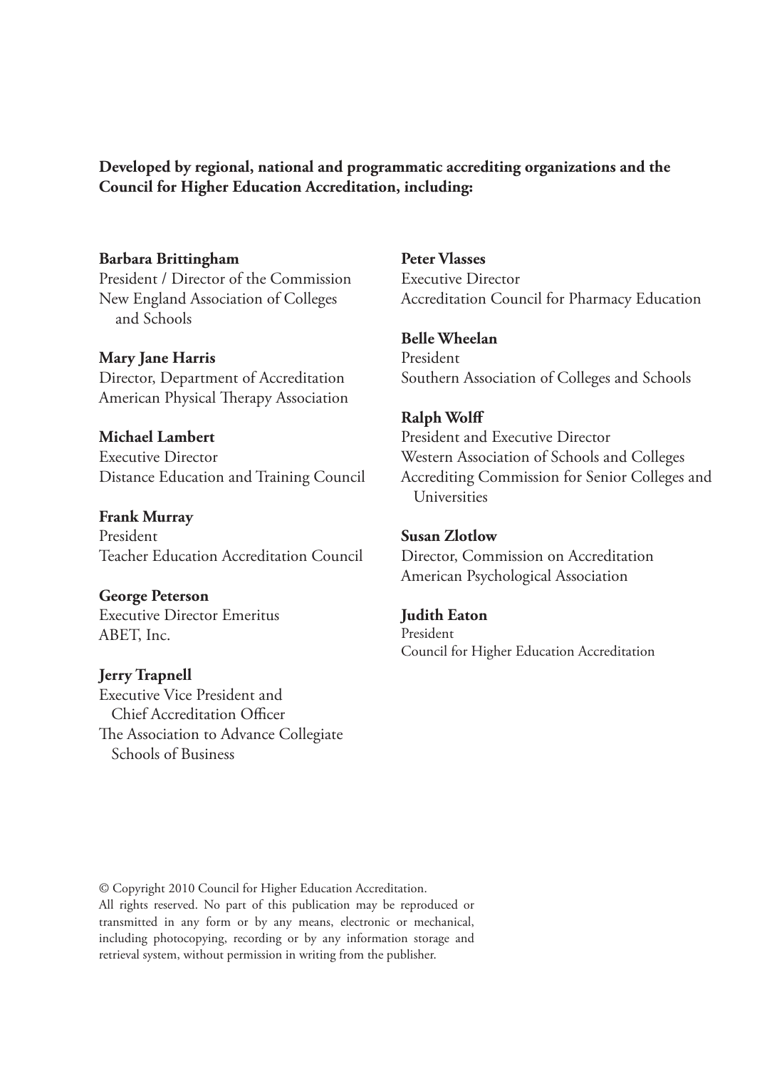**Developed by regional, national and programmatic accrediting organizations and the Council for Higher Education Accreditation, including:**

**Barbara Brittingham**
President / Director of the Commission
New England Association of Colleges and Schools

**Mary Jane Harris**
Director, Department of Accreditation
American Physical Therapy Association

**Michael Lambert**
Executive Director
Distance Education and Training Council

**Frank Murray**
President
Teacher Education Accreditation Council

**George Peterson**
Executive Director Emeritus
ABET, Inc.

**Jerry Trapnell**
Executive Vice President and Chief Accreditation Officer
The Association to Advance Collegiate Schools of Business

**Peter Vlasses**
Executive Director
Accreditation Council for Pharmacy Education

**Belle Wheelan**
President
Southern Association of Colleges and Schools

**Ralph Wolff**
President and Executive Director
Western Association of Schools and Colleges
Accrediting Commission for Senior Colleges and Universities

**Susan Zlotlow**
Director, Commission on Accreditation
American Psychological Association

**Judith Eaton**
President
Council for Higher Education Accreditation

© Copyright 2010 Council for Higher Education Accreditation.
All rights reserved. No part of this publication may be reproduced or transmitted in any form or by any means, electronic or mechanical, including photocopying, recording or by any information storage and retrieval system, without permission in writing from the publisher.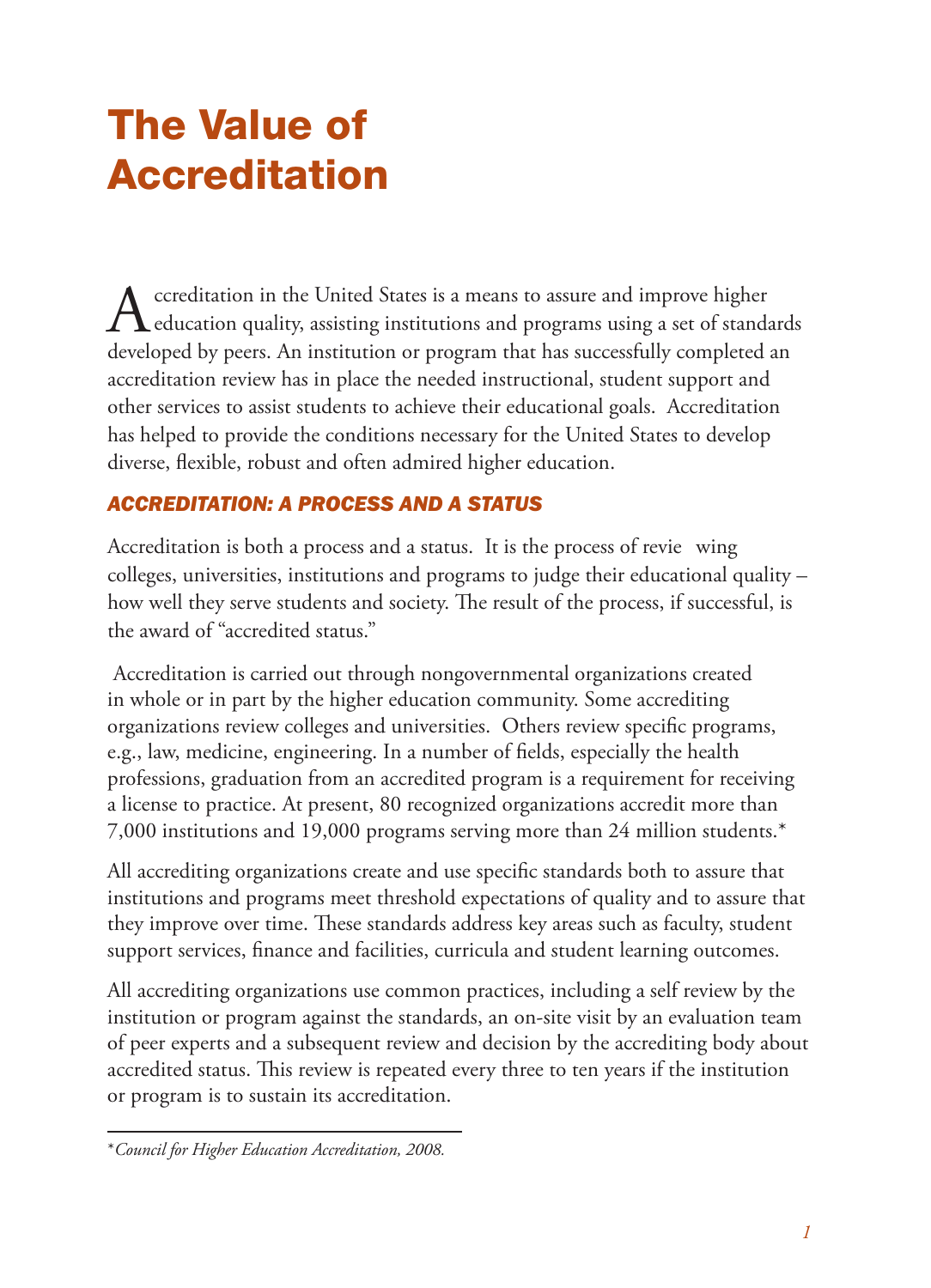# The Value of Accreditation

Accreditation in the United States is a means to assure and improve higher education quality, assisting institutions and programs using a set of standards developed by peers. An institution or program that has successfully completed an accreditation review has in place the needed instructional, student support and other services to assist students to achieve their educational goals. Accreditation has helped to provide the conditions necessary for the United States to develop diverse, flexible, robust and often admired higher education.

### *ACCREDITATION: A PROCESS AND A STATUS*

Accreditation is both a process and a status. It is the process of revie wing colleges, universities, institutions and programs to judge their educational quality – how well they serve students and society. The result of the process, if successful, is the award of "accredited status."

Accreditation is carried out through nongovernmental organizations created in whole or in part by the higher education community. Some accrediting organizations review colleges and universities. Others review specific programs, e.g., law, medicine, engineering. In a number of fields, especially the health professions, graduation from an accredited program is a requirement for receiving a license to practice. At present, 80 recognized organizations accredit more than 7,000 institutions and 19,000 programs serving more than 24 million students.*

All accrediting organizations create and use specific standards both to assure that institutions and programs meet threshold expectations of quality and to assure that they improve over time. These standards address key areas such as faculty, student support services, finance and facilities, curricula and student learning outcomes.

All accrediting organizations use common practices, including a self review by the institution or program against the standards, an on-site visit by an evaluation team of peer experts and a subsequent review and decision by the accrediting body about accredited status. This review is repeated every three to ten years if the institution or program is to sustain its accreditation.

---

**Council for Higher Education Accreditation, 2008.*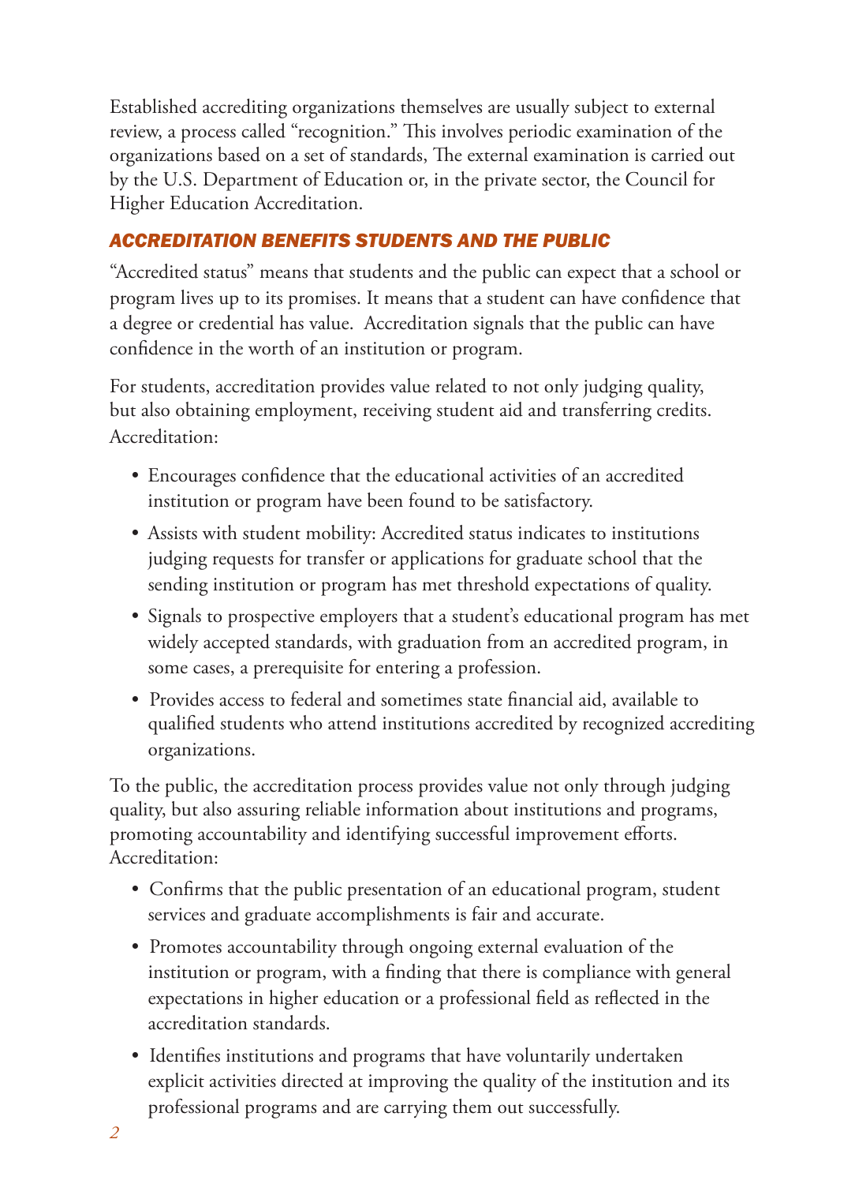Established accrediting organizations themselves are usually subject to external review, a process called "recognition." This involves periodic examination of the organizations based on a set of standards, The external examination is carried out by the U.S. Department of Education or, in the private sector, the Council for Higher Education Accreditation.

### *ACCREDITATION BENEFITS STUDENTS AND THE PUBLIC*

"Accredited status" means that students and the public can expect that a school or program lives up to its promises. It means that a student can have confidence that a degree or credential has value. Accreditation signals that the public can have confidence in the worth of an institution or program.

For students, accreditation provides value related to not only judging quality, but also obtaining employment, receiving student aid and transferring credits. Accreditation:

- Encourages confidence that the educational activities of an accredited institution or program have been found to be satisfactory.
- Assists with student mobility: Accredited status indicates to institutions judging requests for transfer or applications for graduate school that the sending institution or program has met threshold expectations of quality.
- Signals to prospective employers that a student's educational program has met widely accepted standards, with graduation from an accredited program, in some cases, a prerequisite for entering a profession.
- Provides access to federal and sometimes state financial aid, available to qualified students who attend institutions accredited by recognized accrediting organizations.

To the public, the accreditation process provides value not only through judging quality, but also assuring reliable information about institutions and programs, promoting accountability and identifying successful improvement efforts. Accreditation:

- Confirms that the public presentation of an educational program, student services and graduate accomplishments is fair and accurate.
- Promotes accountability through ongoing external evaluation of the institution or program, with a finding that there is compliance with general expectations in higher education or a professional field as reflected in the accreditation standards.
- Identifies institutions and programs that have voluntarily undertaken explicit activities directed at improving the quality of the institution and its professional programs and are carrying them out successfully.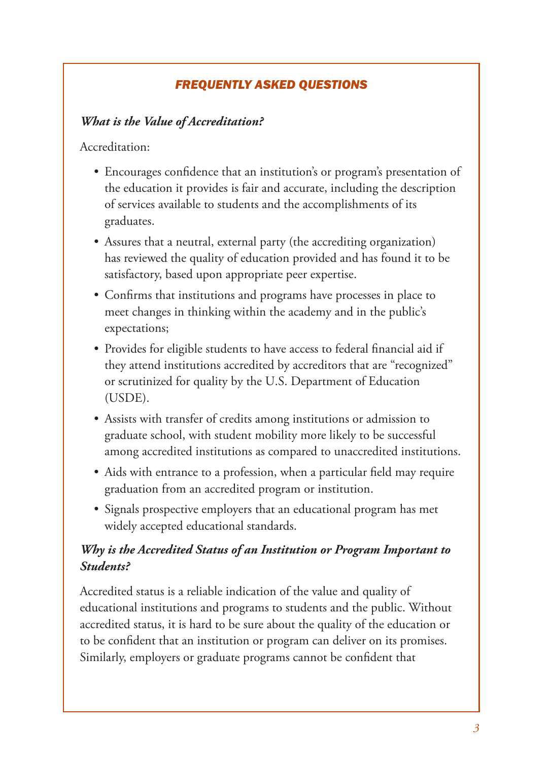## *FREQUENTLY ASKED QUESTIONS*

### *What is the Value of Accreditation?*

Accreditation:

- Encourages confidence that an institution's or program's presentation of the education it provides is fair and accurate, including the description of services available to students and the accomplishments of its graduates.
- Assures that a neutral, external party (the accrediting organization) has reviewed the quality of education provided and has found it to be satisfactory, based upon appropriate peer expertise.
- Confirms that institutions and programs have processes in place to meet changes in thinking within the academy and in the public's expectations;
- Provides for eligible students to have access to federal financial aid if they attend institutions accredited by accreditors that are "recognized" or scrutinized for quality by the U.S. Department of Education (USDE).
- Assists with transfer of credits among institutions or admission to graduate school, with student mobility more likely to be successful among accredited institutions as compared to unaccredited institutions.
- Aids with entrance to a profession, when a particular field may require graduation from an accredited program or institution.
- Signals prospective employers that an educational program has met widely accepted educational standards.

### *Why is the Accredited Status of an Institution or Program Important to Students?*

Accredited status is a reliable indication of the value and quality of educational institutions and programs to students and the public. Without accredited status, it is hard to be sure about the quality of the education or to be confident that an institution or program can deliver on its promises. Similarly, employers or graduate programs cannot be confident that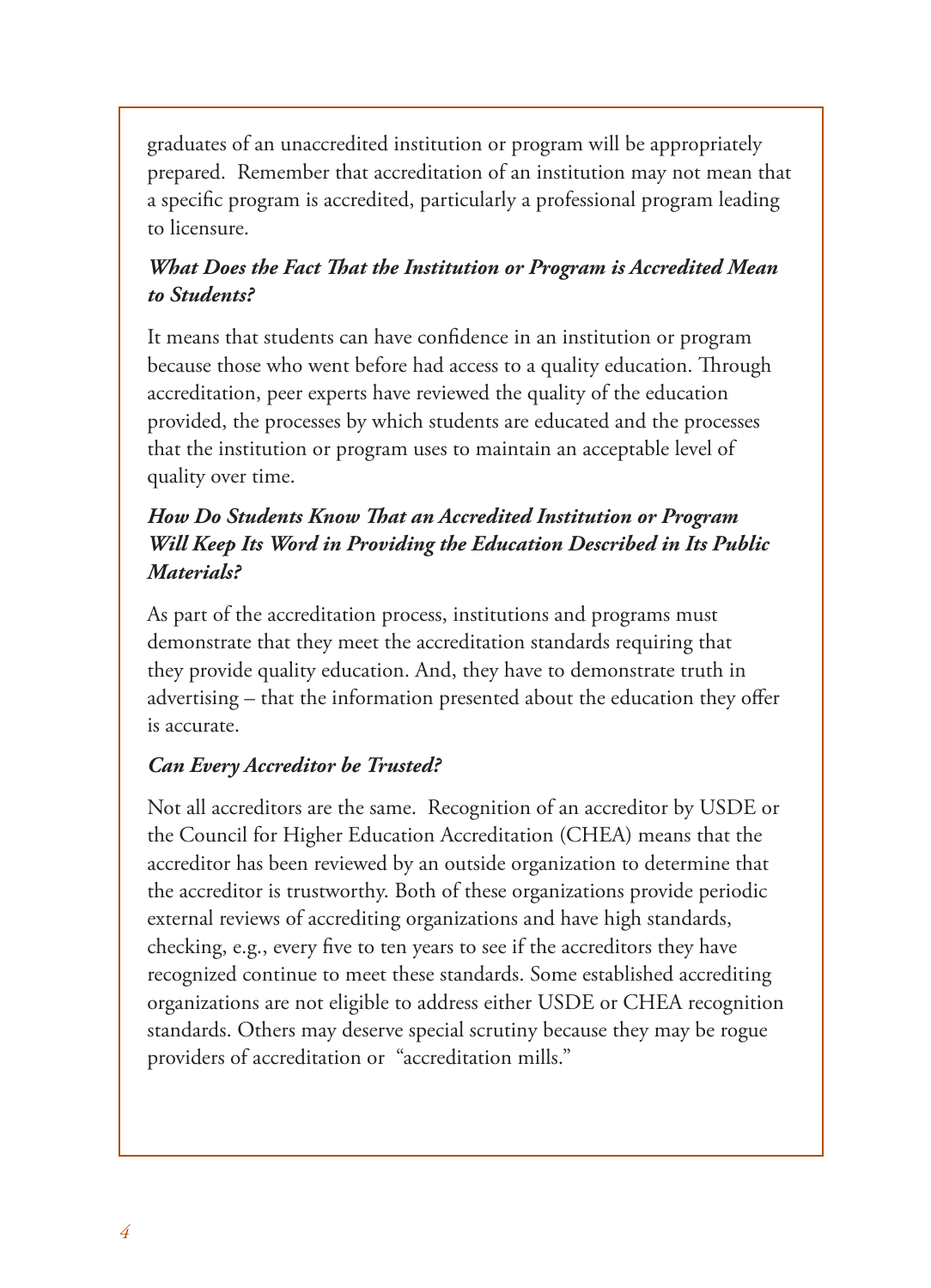graduates of an unaccredited institution or program will be appropriately prepared. Remember that accreditation of an institution may not mean that a specific program is accredited, particularly a professional program leading to licensure.

### *What Does the Fact That the Institution or Program is Accredited Mean to Students?*

It means that students can have confidence in an institution or program because those who went before had access to a quality education. Through accreditation, peer experts have reviewed the quality of the education provided, the processes by which students are educated and the processes that the institution or program uses to maintain an acceptable level of quality over time.

### *How Do Students Know That an Accredited Institution or Program Will Keep Its Word in Providing the Education Described in Its Public Materials?*

As part of the accreditation process, institutions and programs must demonstrate that they meet the accreditation standards requiring that they provide quality education. And, they have to demonstrate truth in advertising – that the information presented about the education they offer is accurate.

### *Can Every Accreditor be Trusted?*

Not all accreditors are the same. Recognition of an accreditor by USDE or the Council for Higher Education Accreditation (CHEA) means that the accreditor has been reviewed by an outside organization to determine that the accreditor is trustworthy. Both of these organizations provide periodic external reviews of accrediting organizations and have high standards, checking, e.g., every five to ten years to see if the accreditors they have recognized continue to meet these standards. Some established accrediting organizations are not eligible to address either USDE or CHEA recognition standards. Others may deserve special scrutiny because they may be rogue providers of accreditation or "accreditation mills."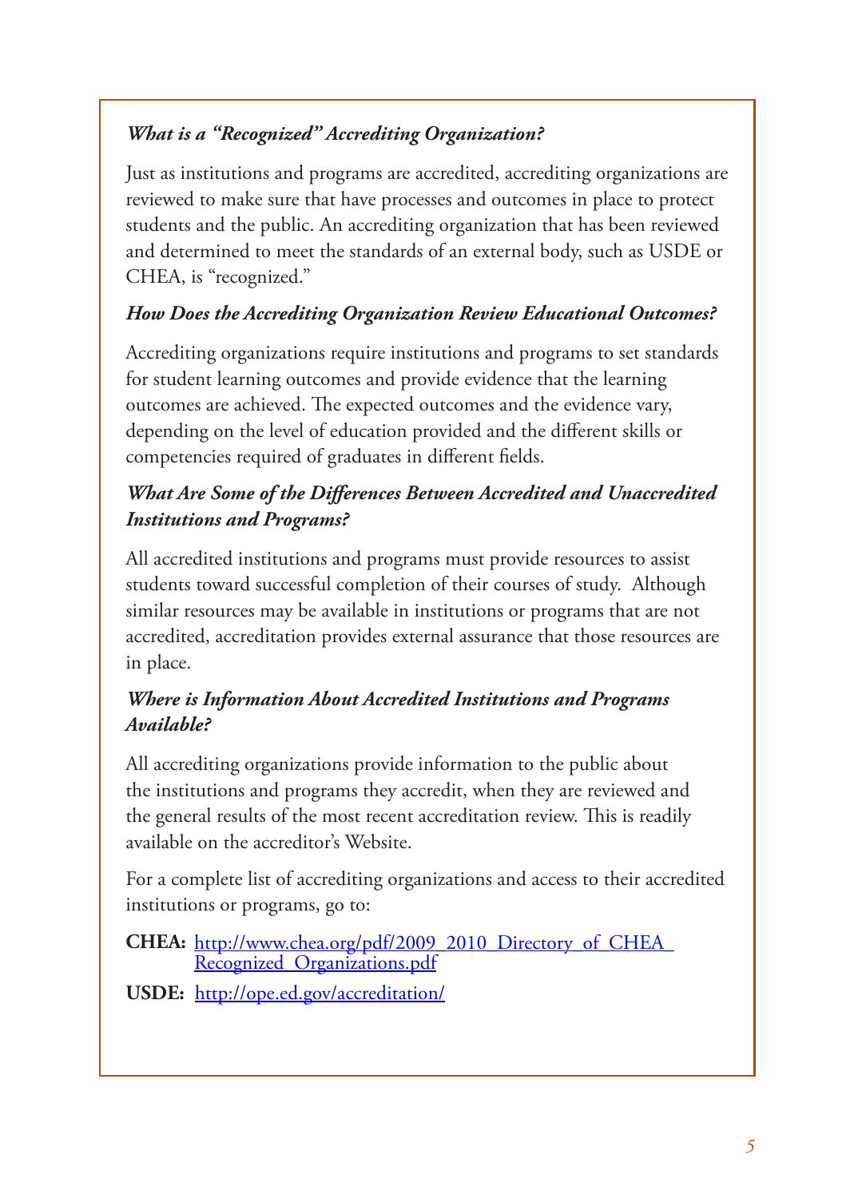### *What is a "Recognized" Accrediting Organization?*

Just as institutions and programs are accredited, accrediting organizations are reviewed to make sure that have processes and outcomes in place to protect students and the public. An accrediting organization that has been reviewed and determined to meet the standards of an external body, such as USDE or CHEA, is "recognized."

### *How Does the Accrediting Organization Review Educational Outcomes?*

Accrediting organizations require institutions and programs to set standards for student learning outcomes and provide evidence that the learning outcomes are achieved. The expected outcomes and the evidence vary, depending on the level of education provided and the different skills or competencies required of graduates in different fields.

### *What Are Some of the Differences Between Accredited and Unaccredited Institutions and Programs?*

All accredited institutions and programs must provide resources to assist students toward successful completion of their courses of study. Although similar resources may be available in institutions or programs that are not accredited, accreditation provides external assurance that those resources are in place.

### *Where is Information About Accredited Institutions and Programs Available?*

All accrediting organizations provide information to the public about the institutions and programs they accredit, when they are reviewed and the general results of the most recent accreditation review. This is readily available on the accreditor's Website.

For a complete list of accrediting organizations and access to their accredited institutions or programs, go to:

**CHEA:** http://www.chea.org/pdf/2009_2010_Directory_of_CHEA_Recognized_Organizations.pdf

**USDE:** http://ope.ed.gov/accreditation/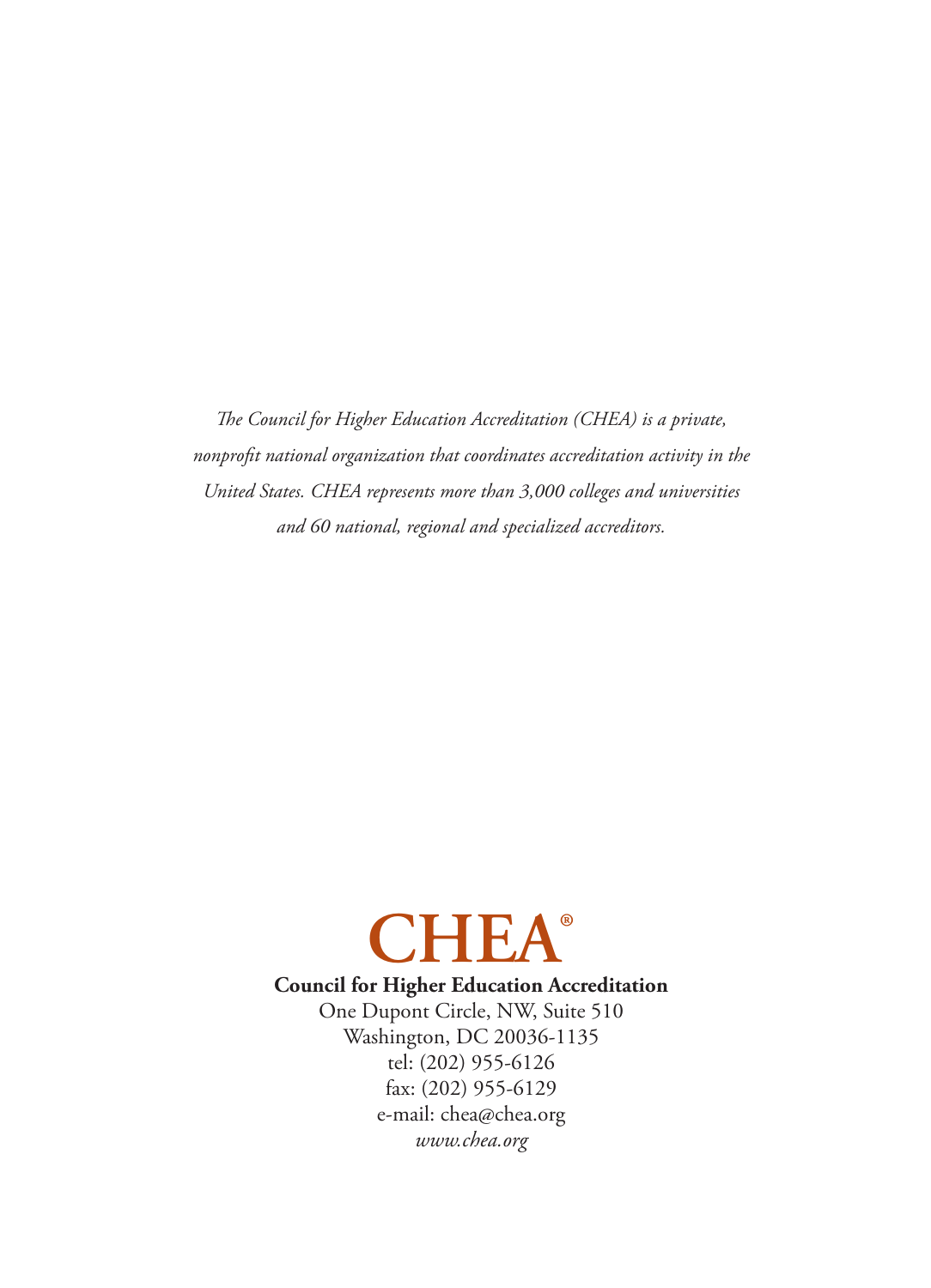*The Council for Higher Education Accreditation (CHEA) is a private, nonprofit national organization that coordinates accreditation activity in the United States. CHEA represents more than 3,000 colleges and universities and 60 national, regional and specialized accreditors.*

CHEA®

**Council for Higher Education Accreditation**
One Dupont Circle, NW, Suite 510
Washington, DC 20036-1135
tel: (202) 955-6126
fax: (202) 955-6129
e-mail: chea@chea.org
*www.chea.org*